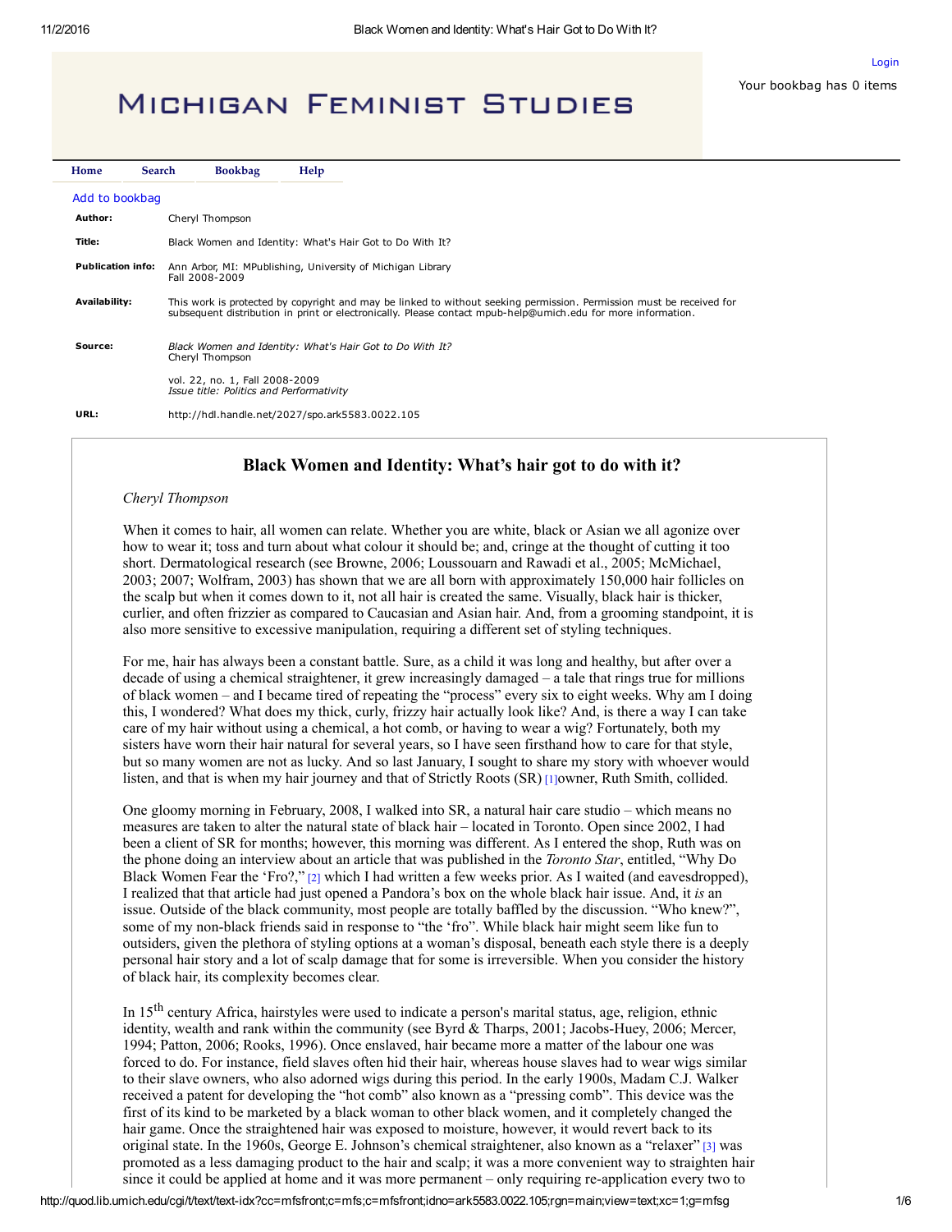# Michigan Feminist Studies

Home | Search | Bookbag | Help

Add to bookbag

| | |
|---|---|
| **Author:** | Cheryl Thompson |
| **Title:** | Black Women and Identity: What's Hair Got to Do With It? |
| **Publication info:** | Ann Arbor, MI: MPublishing, University of Michigan Library Fall 2008-2009 |
| **Availability:** | This work is protected by copyright and may be linked to without seeking permission. Permission must be received for subsequent distribution in print or electronically. Please contact mpub-help@umich.edu for more information. |
| **Source:** | *Black Women and Identity: What's Hair Got to Do With It?* Cheryl Thompson<br>vol. 22, no. 1, Fall 2008-2009<br>*Issue title: Politics and Performativity* |
| **URL:** | http://hdl.handle.net/2027/spo.ark5583.0022.105 |

## Black Women and Identity: What's hair got to do with it?

*Cheryl Thompson*

When it comes to hair, all women can relate. Whether you are white, black or Asian we all agonize over how to wear it; toss and turn about what colour it should be; and, cringe at the thought of cutting it too short. Dermatological research (see Browne, 2006; Loussouarn and Rawadi et al., 2005; McMichael, 2003; 2007; Wolfram, 2003) has shown that we are all born with approximately 150,000 hair follicles on the scalp but when it comes down to it, not all hair is created the same. Visually, black hair is thicker, curlier, and often frizzier as compared to Caucasian and Asian hair. And, from a grooming standpoint, it is also more sensitive to excessive manipulation, requiring a different set of styling techniques.

For me, hair has always been a constant battle. Sure, as a child it was long and healthy, but after over a decade of using a chemical straightener, it grew increasingly damaged – a tale that rings true for millions of black women – and I became tired of repeating the "process" every six to eight weeks. Why am I doing this, I wondered? What does my thick, curly, frizzy hair actually look like? And, is there a way I can take care of my hair without using a chemical, a hot comb, or having to wear a wig? Fortunately, both my sisters have worn their hair natural for several years, so I have seen firsthand how to care for that style, but so many women are not as lucky. And so last January, I sought to share my story with whoever would listen, and that is when my hair journey and that of Strictly Roots (SR) [1]owner, Ruth Smith, collided.

One gloomy morning in February, 2008, I walked into SR, a natural hair care studio – which means no measures are taken to alter the natural state of black hair – located in Toronto. Open since 2002, I had been a client of SR for months; however, this morning was different. As I entered the shop, Ruth was on the phone doing an interview about an article that was published in the *Toronto Star*, entitled, "Why Do Black Women Fear the 'Fro?," [2] which I had written a few weeks prior. As I waited (and eavesdropped), I realized that that article had just opened a Pandora's box on the whole black hair issue. And, it *is* an issue. Outside of the black community, most people are totally baffled by the discussion. "Who knew?", some of my non-black friends said in response to "the 'fro". While black hair might seem like fun to outsiders, given the plethora of styling options at a woman's disposal, beneath each style there is a deeply personal hair story and a lot of scalp damage that for some is irreversible. When you consider the history of black hair, its complexity becomes clear.

In 15th century Africa, hairstyles were used to indicate a person's marital status, age, religion, ethnic identity, wealth and rank within the community (see Byrd & Tharps, 2001; Jacobs-Huey, 2006; Mercer, 1994; Patton, 2006; Rooks, 1996). Once enslaved, hair became more a matter of the labour one was forced to do. For instance, field slaves often hid their hair, whereas house slaves had to wear wigs similar to their slave owners, who also adorned wigs during this period. In the early 1900s, Madam C.J. Walker received a patent for developing the "hot comb" also known as a "pressing comb". This device was the first of its kind to be marketed by a black woman to other black women, and it completely changed the hair game. Once the straightened hair was exposed to moisture, however, it would revert back to its original state. In the 1960s, George E. Johnson's chemical straightener, also known as a "relaxer" [3] was promoted as a less damaging product to the hair and scalp; it was a more convenient way to straighten hair since it could be applied at home and it was more permanent – only requiring re-application every two to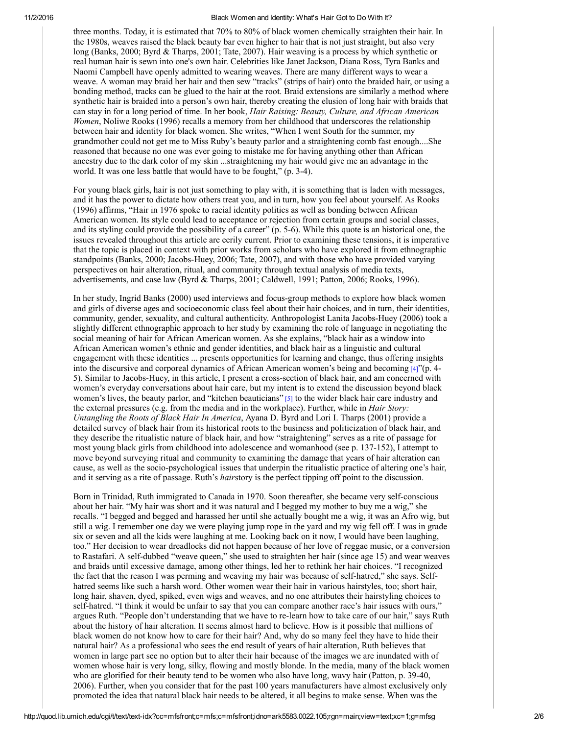three months. Today, it is estimated that 70% to 80% of black women chemically straighten their hair. In the 1980s, weaves raised the black beauty bar even higher to hair that is not just straight, but also very long (Banks, 2000; Byrd & Tharps, 2001; Tate, 2007). Hair weaving is a process by which synthetic or real human hair is sewn into one's own hair. Celebrities like Janet Jackson, Diana Ross, Tyra Banks and Naomi Campbell have openly admitted to wearing weaves. There are many different ways to wear a weave. A woman may braid her hair and then sew "tracks" (strips of hair) onto the braided hair, or using a bonding method, tracks can be glued to the hair at the root. Braid extensions are similarly a method where synthetic hair is braided into a person's own hair, thereby creating the elusion of long hair with braids that can stay in for a long period of time. In her book, *Hair Raising: Beauty, Culture, and African American Women*, Noliwe Rooks (1996) recalls a memory from her childhood that underscores the relationship between hair and identity for black women. She writes, "When I went South for the summer, my grandmother could not get me to Miss Ruby's beauty parlor and a straightening comb fast enough....She reasoned that because no one was ever going to mistake me for having anything other than African ancestry due to the dark color of my skin ...straightening my hair would give me an advantage in the world. It was one less battle that would have to be fought," (p. 3-4).

For young black girls, hair is not just something to play with, it is something that is laden with messages, and it has the power to dictate how others treat you, and in turn, how you feel about yourself. As Rooks (1996) affirms, "Hair in 1976 spoke to racial identity politics as well as bonding between African American women. Its style could lead to acceptance or rejection from certain groups and social classes, and its styling could provide the possibility of a career" (p. 5-6). While this quote is an historical one, the issues revealed throughout this article are eerily current. Prior to examining these tensions, it is imperative that the topic is placed in context with prior works from scholars who have explored it from ethnographic standpoints (Banks, 2000; Jacobs-Huey, 2006; Tate, 2007), and with those who have provided varying perspectives on hair alteration, ritual, and community through textual analysis of media texts, advertisements, and case law (Byrd & Tharps, 2001; Caldwell, 1991; Patton, 2006; Rooks, 1996).

In her study, Ingrid Banks (2000) used interviews and focus-group methods to explore how black women and girls of diverse ages and socioeconomic class feel about their hair choices, and in turn, their identities, community, gender, sexuality, and cultural authenticity. Anthropologist Lanita Jacobs-Huey (2006) took a slightly different ethnographic approach to her study by examining the role of language in negotiating the social meaning of hair for African American women. As she explains, "black hair as a window into African American women's ethnic and gender identities, and black hair as a linguistic and cultural engagement with these identities ... presents opportunities for learning and change, thus offering insights into the discursive and corporeal dynamics of African American women's being and becoming [4]"(p. 4-5). Similar to Jacobs-Huey, in this article, I present a cross-section of black hair, and am concerned with women's everyday conversations about hair care, but my intent is to extend the discussion beyond black women's lives, the beauty parlor, and "kitchen beauticians" [5] to the wider black hair care industry and the external pressures (e.g. from the media and in the workplace). Further, while in *Hair Story: Untangling the Roots of Black Hair In America*, Ayana D. Byrd and Lori I. Tharps (2001) provide a detailed survey of black hair from its historical roots to the business and politicization of black hair, and they describe the ritualistic nature of black hair, and how "straightening" serves as a rite of passage for most young black girls from childhood into adolescence and womanhood (see p. 137-152), I attempt to move beyond surveying ritual and community to examining the damage that years of hair alteration can cause, as well as the socio-psychological issues that underpin the ritualistic practice of altering one's hair, and it serving as a rite of passage. Ruth's *hair*story is the perfect tipping off point to the discussion.

Born in Trinidad, Ruth immigrated to Canada in 1970. Soon thereafter, she became very self-conscious about her hair. "My hair was short and it was natural and I begged my mother to buy me a wig," she recalls. "I begged and begged and harassed her until she actually bought me a wig, it was an Afro wig, but still a wig. I remember one day we were playing jump rope in the yard and my wig fell off. I was in grade six or seven and all the kids were laughing at me. Looking back on it now, I would have been laughing, too." Her decision to wear dreadlocks did not happen because of her love of reggae music, or a conversion to Rastafari. A self-dubbed "weave queen," she used to straighten her hair (since age 15) and wear weaves and braids until excessive damage, among other things, led her to rethink her hair choices. "I recognized the fact that the reason I was perming and weaving my hair was because of self-hatred," she says. Self-hatred seems like such a harsh word. Other women wear their hair in various hairstyles, too; short hair, long hair, shaven, dyed, spiked, even wigs and weaves, and no one attributes their hairstyling choices to self-hatred. "I think it would be unfair to say that you can compare another race's hair issues with ours," argues Ruth. "People don't understanding that we have to re-learn how to take care of our hair," says Ruth about the history of hair alteration. It seems almost hard to believe. How is it possible that millions of black women do not know how to care for their hair? And, why do so many feel they have to hide their natural hair? As a professional who sees the end result of years of hair alteration, Ruth believes that women in large part see no option but to alter their hair because of the images we are inundated with of women whose hair is very long, silky, flowing and mostly blonde. In the media, many of the black women who are glorified for their beauty tend to be women who also have long, wavy hair (Patton, p. 39-40, 2006). Further, when you consider that for the past 100 years manufacturers have almost exclusively only promoted the idea that natural black hair needs to be altered, it all begins to make sense. When was the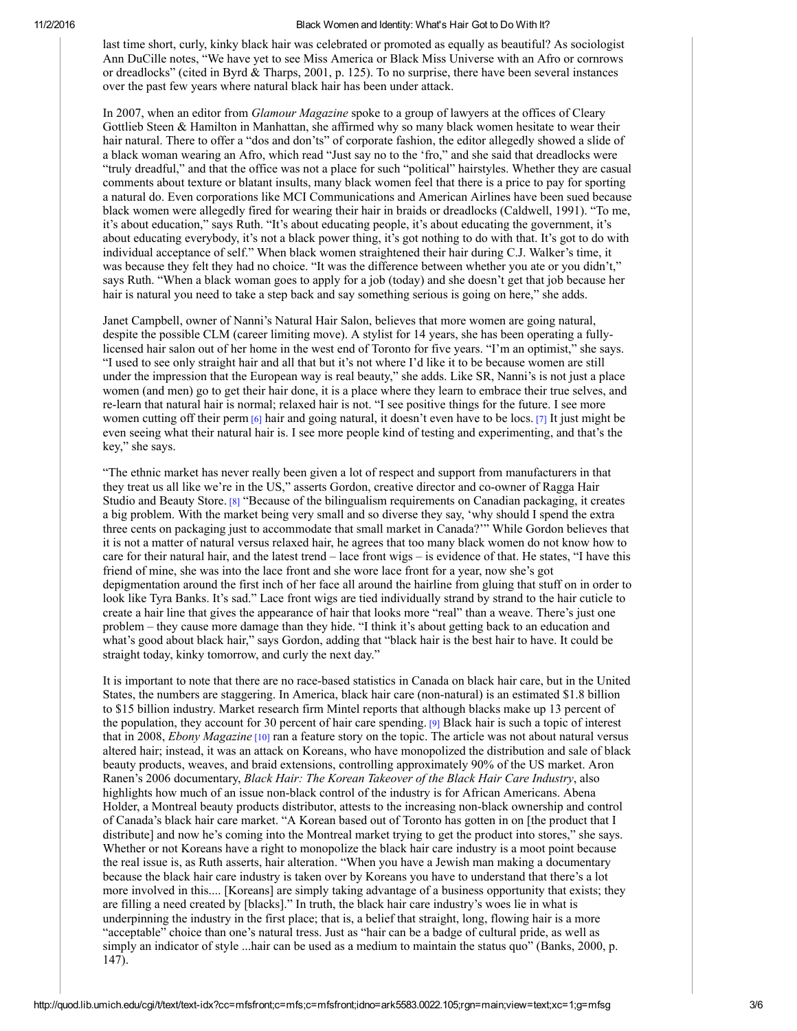last time short, curly, kinky black hair was celebrated or promoted as equally as beautiful? As sociologist Ann DuCille notes, "We have yet to see Miss America or Black Miss Universe with an Afro or cornrows or dreadlocks" (cited in Byrd & Tharps, 2001, p. 125). To no surprise, there have been several instances over the past few years where natural black hair has been under attack.

In 2007, when an editor from *Glamour Magazine* spoke to a group of lawyers at the offices of Cleary Gottlieb Steen & Hamilton in Manhattan, she affirmed why so many black women hesitate to wear their hair natural. There to offer a "dos and don'ts" of corporate fashion, the editor allegedly showed a slide of a black woman wearing an Afro, which read "Just say no to the 'fro," and she said that dreadlocks were "truly dreadful," and that the office was not a place for such "political" hairstyles. Whether they are casual comments about texture or blatant insults, many black women feel that there is a price to pay for sporting a natural do. Even corporations like MCI Communications and American Airlines have been sued because black women were allegedly fired for wearing their hair in braids or dreadlocks (Caldwell, 1991). "To me, it's about education," says Ruth. "It's about educating people, it's about educating the government, it's about educating everybody, it's not a black power thing, it's got nothing to do with that. It's got to do with individual acceptance of self." When black women straightened their hair during C.J. Walker's time, it was because they felt they had no choice. "It was the difference between whether you ate or you didn't," says Ruth. "When a black woman goes to apply for a job (today) and she doesn't get that job because her hair is natural you need to take a step back and say something serious is going on here," she adds.

Janet Campbell, owner of Nanni's Natural Hair Salon, believes that more women are going natural, despite the possible CLM (career limiting move). A stylist for 14 years, she has been operating a fully-licensed hair salon out of her home in the west end of Toronto for five years. "I'm an optimist," she says. "I used to see only straight hair and all that but it's not where I'd like it to be because women are still under the impression that the European way is real beauty," she adds. Like SR, Nanni's is not just a place women (and men) go to get their hair done, it is a place where they learn to embrace their true selves, and re-learn that natural hair is normal; relaxed hair is not. "I see positive things for the future. I see more women cutting off their perm [6] hair and going natural, it doesn't even have to be locs. [7] It just might be even seeing what their natural hair is. I see more people kind of testing and experimenting, and that's the key," she says.

"The ethnic market has never really been given a lot of respect and support from manufacturers in that they treat us all like we're in the US," asserts Gordon, creative director and co-owner of Ragga Hair Studio and Beauty Store. [8] "Because of the bilingualism requirements on Canadian packaging, it creates a big problem. With the market being very small and so diverse they say, 'why should I spend the extra three cents on packaging just to accommodate that small market in Canada?'" While Gordon believes that it is not a matter of natural versus relaxed hair, he agrees that too many black women do not know how to care for their natural hair, and the latest trend – lace front wigs – is evidence of that. He states, "I have this friend of mine, she was into the lace front and she wore lace front for a year, now she's got depigmentation around the first inch of her face all around the hairline from gluing that stuff on in order to look like Tyra Banks. It's sad." Lace front wigs are tied individually strand by strand to the hair cuticle to create a hair line that gives the appearance of hair that looks more "real" than a weave. There's just one problem – they cause more damage than they hide. "I think it's about getting back to an education and what's good about black hair," says Gordon, adding that "black hair is the best hair to have. It could be straight today, kinky tomorrow, and curly the next day."

It is important to note that there are no race-based statistics in Canada on black hair care, but in the United States, the numbers are staggering. In America, black hair care (non-natural) is an estimated $1.8 billion to $15 billion industry. Market research firm Mintel reports that although blacks make up 13 percent of the population, they account for 30 percent of hair care spending. [9] Black hair is such a topic of interest that in 2008, *Ebony Magazine* [10] ran a feature story on the topic. The article was not about natural versus altered hair; instead, it was an attack on Koreans, who have monopolized the distribution and sale of black beauty products, weaves, and braid extensions, controlling approximately 90% of the US market. Aron Ranen's 2006 documentary, *Black Hair: The Korean Takeover of the Black Hair Care Industry*, also highlights how much of an issue non-black control of the industry is for African Americans. Abena Holder, a Montreal beauty products distributor, attests to the increasing non-black ownership and control of Canada's black hair care market. "A Korean based out of Toronto has gotten in on [the product that I distribute] and now he's coming into the Montreal market trying to get the product into stores," she says. Whether or not Koreans have a right to monopolize the black hair care industry is a moot point because the real issue is, as Ruth asserts, hair alteration. "When you have a Jewish man making a documentary because the black hair care industry is taken over by Koreans you have to understand that there's a lot more involved in this.... [Koreans] are simply taking advantage of a business opportunity that exists; they are filling a need created by [blacks]." In truth, the black hair care industry's woes lie in what is underpinning the industry in the first place; that is, a belief that straight, long, flowing hair is a more "acceptable" choice than one's natural tress. Just as "hair can be a badge of cultural pride, as well as simply an indicator of style ...hair can be used as a medium to maintain the status quo" (Banks, 2000, p. 147).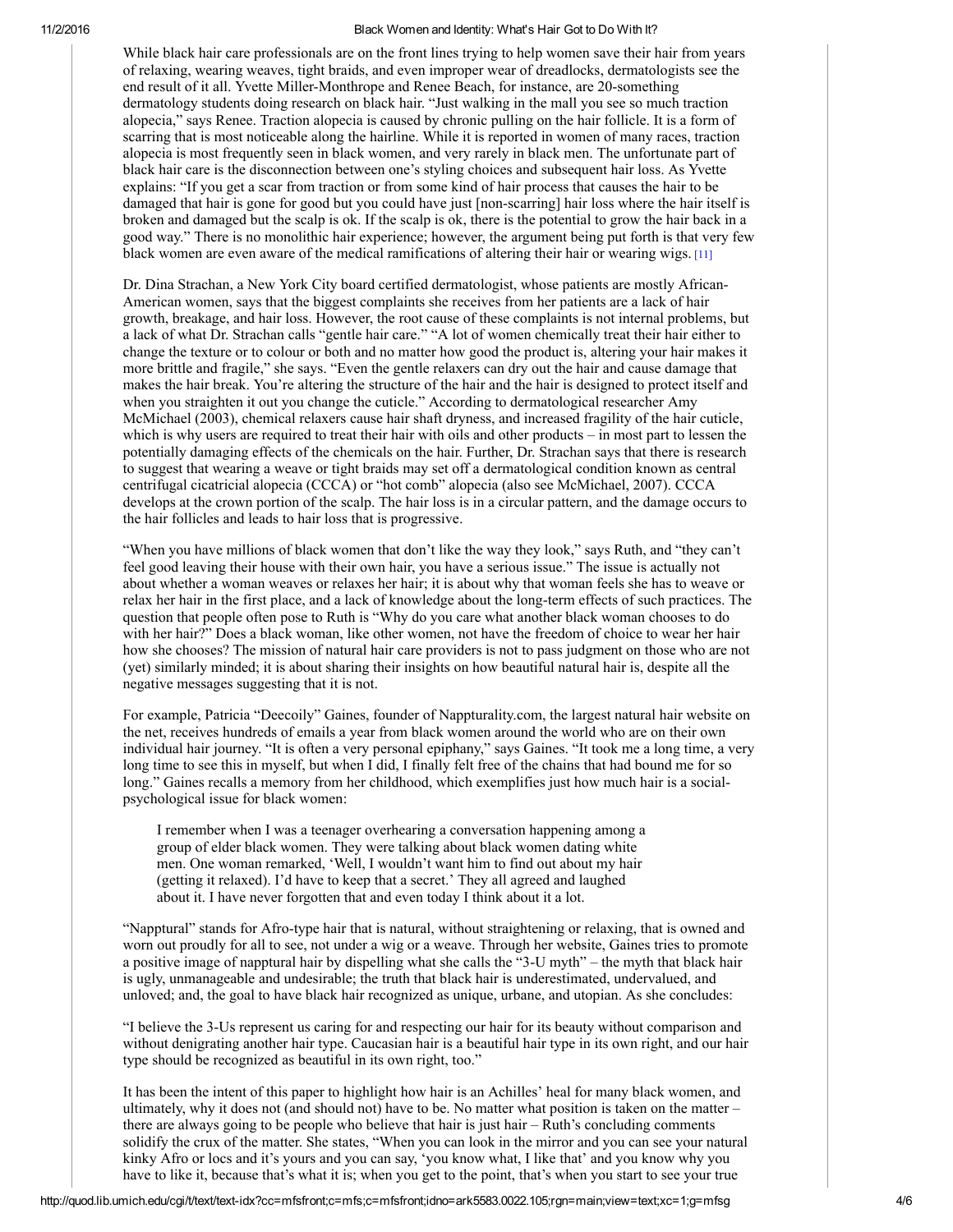While black hair care professionals are on the front lines trying to help women save their hair from years of relaxing, wearing weaves, tight braids, and even improper wear of dreadlocks, dermatologists see the end result of it all. Yvette Miller-Monthrope and Renee Beach, for instance, are 20-something dermatology students doing research on black hair. "Just walking in the mall you see so much traction alopecia," says Renee. Traction alopecia is caused by chronic pulling on the hair follicle. It is a form of scarring that is most noticeable along the hairline. While it is reported in women of many races, traction alopecia is most frequently seen in black women, and very rarely in black men. The unfortunate part of black hair care is the disconnection between one's styling choices and subsequent hair loss. As Yvette explains: "If you get a scar from traction or from some kind of hair process that causes the hair to be damaged that hair is gone for good but you could have just [non-scarring] hair loss where the hair itself is broken and damaged but the scalp is ok. If the scalp is ok, there is the potential to grow the hair back in a good way." There is no monolithic hair experience; however, the argument being put forth is that very few black women are even aware of the medical ramifications of altering their hair or wearing wigs. [11]

Dr. Dina Strachan, a New York City board certified dermatologist, whose patients are mostly African-American women, says that the biggest complaints she receives from her patients are a lack of hair growth, breakage, and hair loss. However, the root cause of these complaints is not internal problems, but a lack of what Dr. Strachan calls "gentle hair care." "A lot of women chemically treat their hair either to change the texture or to colour or both and no matter how good the product is, altering your hair makes it more brittle and fragile," she says. "Even the gentle relaxers can dry out the hair and cause damage that makes the hair break. You're altering the structure of the hair and the hair is designed to protect itself and when you straighten it out you change the cuticle." According to dermatological researcher Amy McMichael (2003), chemical relaxers cause hair shaft dryness, and increased fragility of the hair cuticle, which is why users are required to treat their hair with oils and other products – in most part to lessen the potentially damaging effects of the chemicals on the hair. Further, Dr. Strachan says that there is research to suggest that wearing a weave or tight braids may set off a dermatological condition known as central centrifugal cicatricial alopecia (CCCA) or "hot comb" alopecia (also see McMichael, 2007). CCCA develops at the crown portion of the scalp. The hair loss is in a circular pattern, and the damage occurs to the hair follicles and leads to hair loss that is progressive.

"When you have millions of black women that don't like the way they look," says Ruth, and "they can't feel good leaving their house with their own hair, you have a serious issue." The issue is actually not about whether a woman weaves or relaxes her hair; it is about why that woman feels she has to weave or relax her hair in the first place, and a lack of knowledge about the long-term effects of such practices. The question that people often pose to Ruth is "Why do you care what another black woman chooses to do with her hair?" Does a black woman, like other women, not have the freedom of choice to wear her hair how she chooses? The mission of natural hair care providers is not to pass judgment on those who are not (yet) similarly minded; it is about sharing their insights on how beautiful natural hair is, despite all the negative messages suggesting that it is not.

For example, Patricia "Deecoily" Gaines, founder of Nappturality.com, the largest natural hair website on the net, receives hundreds of emails a year from black women around the world who are on their own individual hair journey. "It is often a very personal epiphany," says Gaines. "It took me a long time, a very long time to see this in myself, but when I did, I finally felt free of the chains that had bound me for so long." Gaines recalls a memory from her childhood, which exemplifies just how much hair is a social-psychological issue for black women:

> I remember when I was a teenager overhearing a conversation happening among a group of elder black women. They were talking about black women dating white men. One woman remarked, 'Well, I wouldn't want him to find out about my hair (getting it relaxed). I'd have to keep that a secret.' They all agreed and laughed about it. I have never forgotten that and even today I think about it a lot.

"Napptural" stands for Afro-type hair that is natural, without straightening or relaxing, that is owned and worn out proudly for all to see, not under a wig or a weave. Through her website, Gaines tries to promote a positive image of napptural hair by dispelling what she calls the "3-U myth" – the myth that black hair is ugly, unmanageable and undesirable; the truth that black hair is underestimated, undervalued, and unloved; and, the goal to have black hair recognized as unique, urbane, and utopian. As she concludes:

"I believe the 3-Us represent us caring for and respecting our hair for its beauty without comparison and without denigrating another hair type. Caucasian hair is a beautiful hair type in its own right, and our hair type should be recognized as beautiful in its own right, too."

It has been the intent of this paper to highlight how hair is an Achilles' heal for many black women, and ultimately, why it does not (and should not) have to be. No matter what position is taken on the matter – there are always going to be people who believe that hair is just hair – Ruth's concluding comments solidify the crux of the matter. She states, "When you can look in the mirror and you can see your natural kinky Afro or locs and it's yours and you can say, 'you know what, I like that' and you know why you have to like it, because that's what it is; when you get to the point, that's when you start to see your true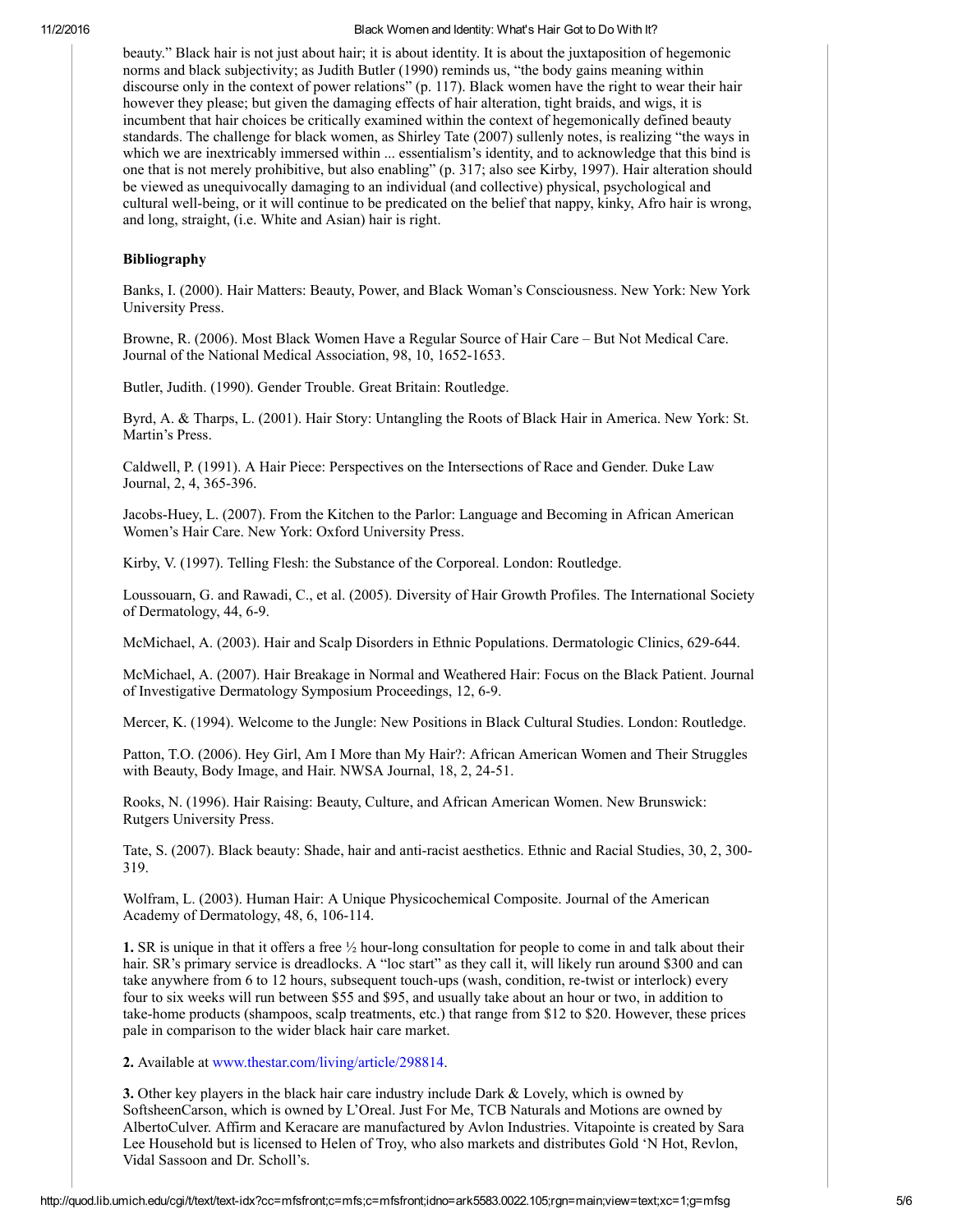beauty." Black hair is not just about hair; it is about identity. It is about the juxtaposition of hegemonic norms and black subjectivity; as Judith Butler (1990) reminds us, "the body gains meaning within discourse only in the context of power relations" (p. 117). Black women have the right to wear their hair however they please; but given the damaging effects of hair alteration, tight braids, and wigs, it is incumbent that hair choices be critically examined within the context of hegemonically defined beauty standards. The challenge for black women, as Shirley Tate (2007) sullenly notes, is realizing "the ways in which we are inextricably immersed within ... essentialism's identity, and to acknowledge that this bind is one that is not merely prohibitive, but also enabling" (p. 317; also see Kirby, 1997). Hair alteration should be viewed as unequivocally damaging to an individual (and collective) physical, psychological and cultural well-being, or it will continue to be predicated on the belief that nappy, kinky, Afro hair is wrong, and long, straight, (i.e. White and Asian) hair is right.

**Bibliography**

Banks, I. (2000). Hair Matters: Beauty, Power, and Black Woman's Consciousness. New York: New York University Press.

Browne, R. (2006). Most Black Women Have a Regular Source of Hair Care – But Not Medical Care. Journal of the National Medical Association, 98, 10, 1652-1653.

Butler, Judith. (1990). Gender Trouble. Great Britain: Routledge.

Byrd, A. & Tharps, L. (2001). Hair Story: Untangling the Roots of Black Hair in America. New York: St. Martin's Press.

Caldwell, P. (1991). A Hair Piece: Perspectives on the Intersections of Race and Gender. Duke Law Journal, 2, 4, 365-396.

Jacobs-Huey, L. (2007). From the Kitchen to the Parlor: Language and Becoming in African American Women's Hair Care. New York: Oxford University Press.

Kirby, V. (1997). Telling Flesh: the Substance of the Corporeal. London: Routledge.

Loussouarn, G. and Rawadi, C., et al. (2005). Diversity of Hair Growth Profiles. The International Society of Dermatology, 44, 6-9.

McMichael, A. (2003). Hair and Scalp Disorders in Ethnic Populations. Dermatologic Clinics, 629-644.

McMichael, A. (2007). Hair Breakage in Normal and Weathered Hair: Focus on the Black Patient. Journal of Investigative Dermatology Symposium Proceedings, 12, 6-9.

Mercer, K. (1994). Welcome to the Jungle: New Positions in Black Cultural Studies. London: Routledge.

Patton, T.O. (2006). Hey Girl, Am I More than My Hair?: African American Women and Their Struggles with Beauty, Body Image, and Hair. NWSA Journal, 18, 2, 24-51.

Rooks, N. (1996). Hair Raising: Beauty, Culture, and African American Women. New Brunswick: Rutgers University Press.

Tate, S. (2007). Black beauty: Shade, hair and anti-racist aesthetics. Ethnic and Racial Studies, 30, 2, 300-319.

Wolfram, L. (2003). Human Hair: A Unique Physicochemical Composite. Journal of the American Academy of Dermatology, 48, 6, 106-114.

**1.** SR is unique in that it offers a free ½ hour-long consultation for people to come in and talk about their hair. SR's primary service is dreadlocks. A "loc start" as they call it, will likely run around $300 and can take anywhere from 6 to 12 hours, subsequent touch-ups (wash, condition, re-twist or interlock) every four to six weeks will run between $55 and $95, and usually take about an hour or two, in addition to take-home products (shampoos, scalp treatments, etc.) that range from $12 to $20. However, these prices pale in comparison to the wider black hair care market.

**2.** Available at www.thestar.com/living/article/298814.

**3.** Other key players in the black hair care industry include Dark & Lovely, which is owned by SoftsheenCarson, which is owned by L'Oreal. Just For Me, TCB Naturals and Motions are owned by AlbertoCulver. Affirm and Keracare are manufactured by Avlon Industries. Vitapointe is created by Sara Lee Household but is licensed to Helen of Troy, who also markets and distributes Gold 'N Hot, Revlon, Vidal Sassoon and Dr. Scholl's.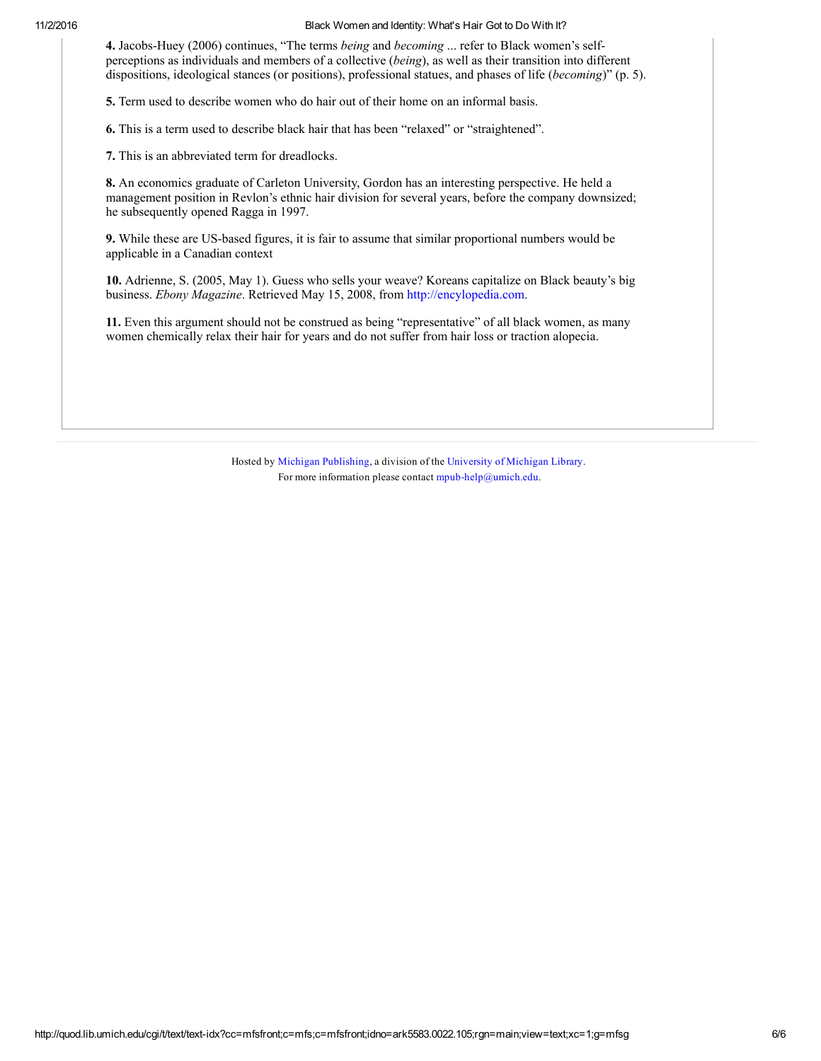**4.** Jacobs-Huey (2006) continues, "The terms *being* and *becoming* ... refer to Black women's self-perceptions as individuals and members of a collective (*being*), as well as their transition into different dispositions, ideological stances (or positions), professional statues, and phases of life (*becoming*)" (p. 5).

**5.** Term used to describe women who do hair out of their home on an informal basis.

**6.** This is a term used to describe black hair that has been "relaxed" or "straightened".

**7.** This is an abbreviated term for dreadlocks.

**8.** An economics graduate of Carleton University, Gordon has an interesting perspective. He held a management position in Revlon's ethnic hair division for several years, before the company downsized; he subsequently opened Ragga in 1997.

**9.** While these are US-based figures, it is fair to assume that similar proportional numbers would be applicable in a Canadian context

**10.** Adrienne, S. (2005, May 1). Guess who sells your weave? Koreans capitalize on Black beauty's big business. *Ebony Magazine*. Retrieved May 15, 2008, from http://encylopedia.com.

**11.** Even this argument should not be construed as being "representative" of all black women, as many women chemically relax their hair for years and do not suffer from hair loss or traction alopecia.

Hosted by Michigan Publishing, a division of the University of Michigan Library.
For more information please contact mpub-help@umich.edu.